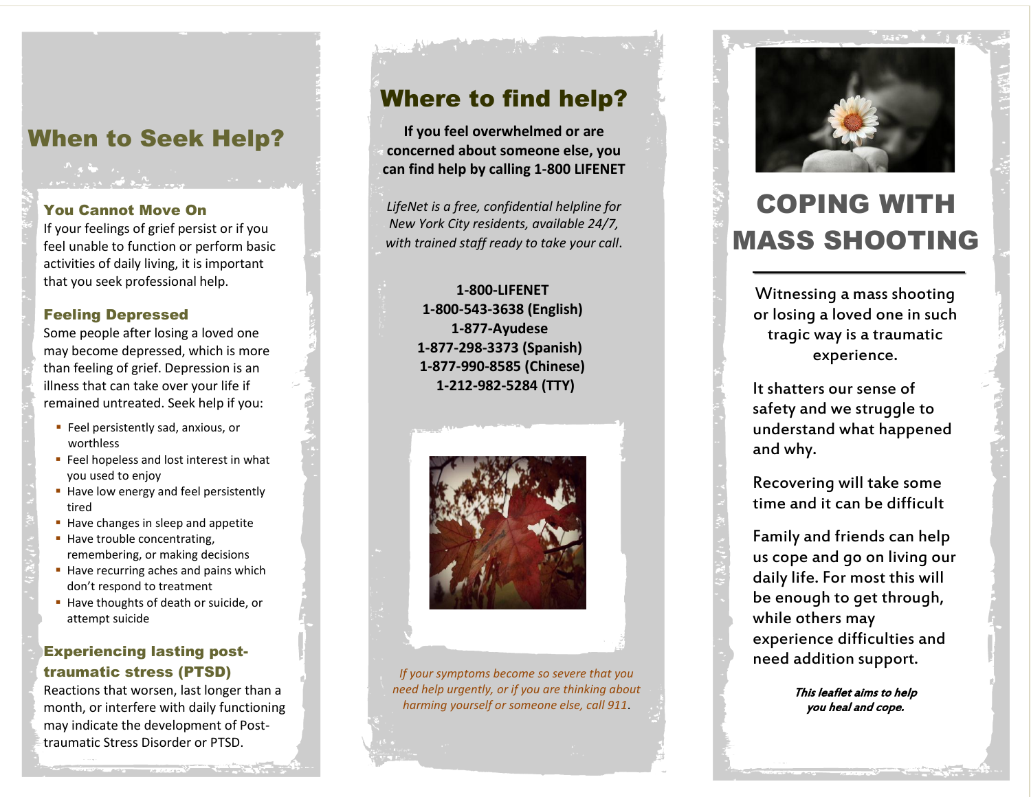## When to Seek Help?

### You Cannot Move On

If your feelings of grief persist or if you feel unable to function or perform basic activities of daily living, it is important that you seek professional help.

### Feeling Depressed

Some people after losing a loved one may become depressed, which is more than feeling of grief. Depression is an illness that can take over your life if remained untreated. Seek help if you:

- Feel persistently sad, anxious, or worthless
- Feel hopeless and lost interest in what you used to enjoy
- Have low energy and feel persistently tired
- Have changes in sleep and appetite
- Have trouble concentrating, remembering, or making decisions
- Have recurring aches and pains which don't respond to treatment
- Have thoughts of death or suicide, or attempt suicide

### Experiencing lasting post-traumatic stress (PTSD)

Reactions that worsen, last longer than a month, or interfere with daily functioning may indicate the development of Post-traumatic Stress Disorder or PTSD.

## Where to find help?

**If you feel overwhelmed or are concerned about someone else, you can find help by calling 1-800 LIFENET**

*LifeNet is a free, confidential helpline for New York City residents, available 24/7, with trained staff ready to take your call.*

**1-800-LIFENET**
**1-800-543-3638 (English)**
**1-877-Ayudese**
**1-877-298-3373 (Spanish)**
**1-877-990-8585 (Chinese)**
**1-212-982-5284 (TTY)**

*If your symptoms become so severe that you need help urgently, or if you are thinking about harming yourself or someone else, call 911.*

# COPING WITH MASS SHOOTING

Witnessing a mass shooting or losing a loved one in such tragic way is a traumatic experience.

It shatters our sense of safety and we struggle to understand what happened and why.

Recovering will take some time and it can be difficult

Family and friends can help us cope and go on living our daily life. For most this will be enough to get through, while others may experience difficulties and need addition support.

***This leaflet aims to help you heal and cope.***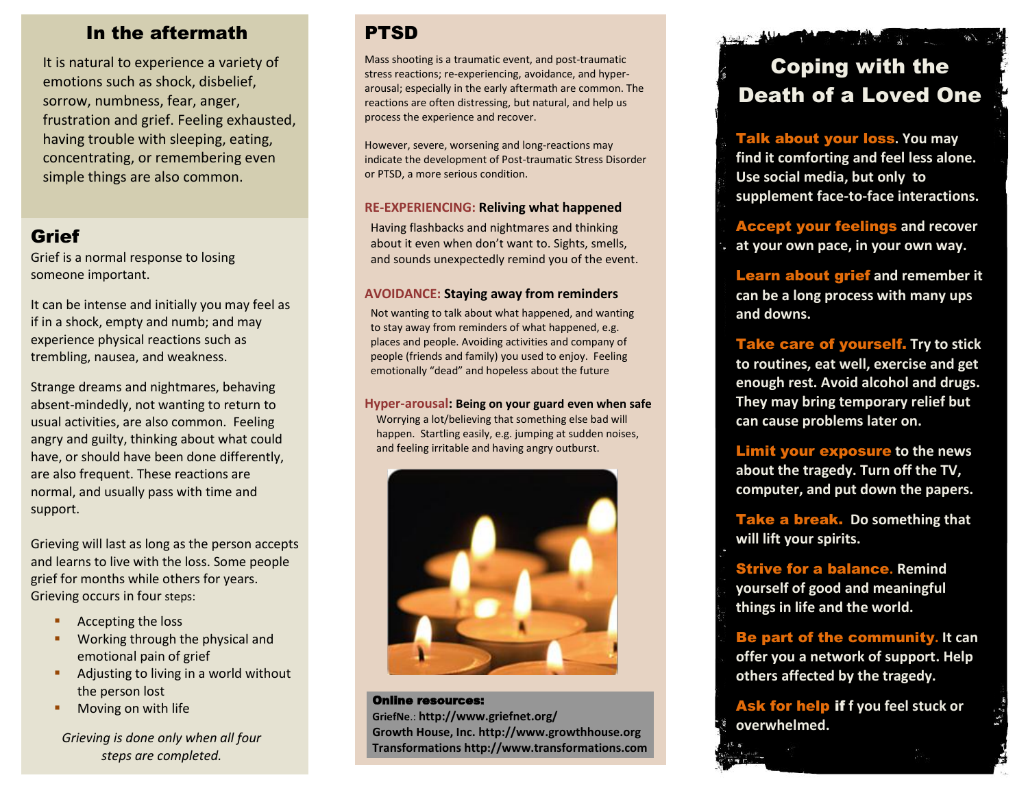## In the aftermath

It is natural to experience a variety of emotions such as shock, disbelief, sorrow, numbness, fear, anger, frustration and grief. Feeling exhausted, having trouble with sleeping, eating, concentrating, or remembering even simple things are also common.

## Grief

Grief is a normal response to losing someone important.

It can be intense and initially you may feel as if in a shock, empty and numb; and may experience physical reactions such as trembling, nausea, and weakness.

Strange dreams and nightmares, behaving absent-mindedly, not wanting to return to usual activities, are also common. Feeling angry and guilty, thinking about what could have, or should have been done differently, are also frequent. These reactions are normal, and usually pass with time and support.

Grieving will last as long as the person accepts and learns to live with the loss. Some people grief for months while others for years. Grieving occurs in four steps:

- Accepting the loss
- Working through the physical and emotional pain of grief
- Adjusting to living in a world without the person lost
- Moving on with life

*Grieving is done only when all four steps are completed.*

## PTSD

Mass shooting is a traumatic event, and post-traumatic stress reactions; re-experiencing, avoidance, and hyper-arousal; especially in the early aftermath are common. The reactions are often distressing, but natural, and help us process the experience and recover.

However, severe, worsening and long-reactions may indicate the development of Post-traumatic Stress Disorder or PTSD, a more serious condition.

**RE-EXPERIENCING: Reliving what happened**

Having flashbacks and nightmares and thinking about it even when don't want to. Sights, smells, and sounds unexpectedly remind you of the event.

**AVOIDANCE: Staying away from reminders**

Not wanting to talk about what happened, and wanting to stay away from reminders of what happened, e.g. places and people. Avoiding activities and company of people (friends and family) you used to enjoy. Feeling emotionally "dead" and hopeless about the future

**Hyper-arousal: Being on your guard even when safe**

Worrying a lot/believing that something else bad will happen. Startling easily, e.g. jumping at sudden noises, and feeling irritable and having angry outburst.

**Online resources:**

GriefNe.: **http://www.griefnet.org/**

**Growth House, Inc. http://www.growthhouse.org**

**Transformations http://www.transformations.com**

## Coping with the Death of a Loved One

**Talk about your loss.** You may find it comforting and feel less alone. Use social media, but only to supplement face-to-face interactions.

**Accept your feelings** and recover at your own pace, in your own way.

**Learn about grief** and remember it can be a long process with many ups and downs.

**Take care of yourself.** Try to stick to routines, eat well, exercise and get enough rest. Avoid alcohol and drugs. They may bring temporary relief but can cause problems later on.

**Limit your exposure** to the news about the tragedy. Turn off the TV, computer, and put down the papers.

**Take a break.** Do something that will lift your spirits.

**Strive for a balance.** Remind yourself of good and meaningful things in life and the world.

**Be part of the community.** It can offer you a network of support. Help others affected by the tragedy.

**Ask for help** if f you feel stuck or overwhelmed.